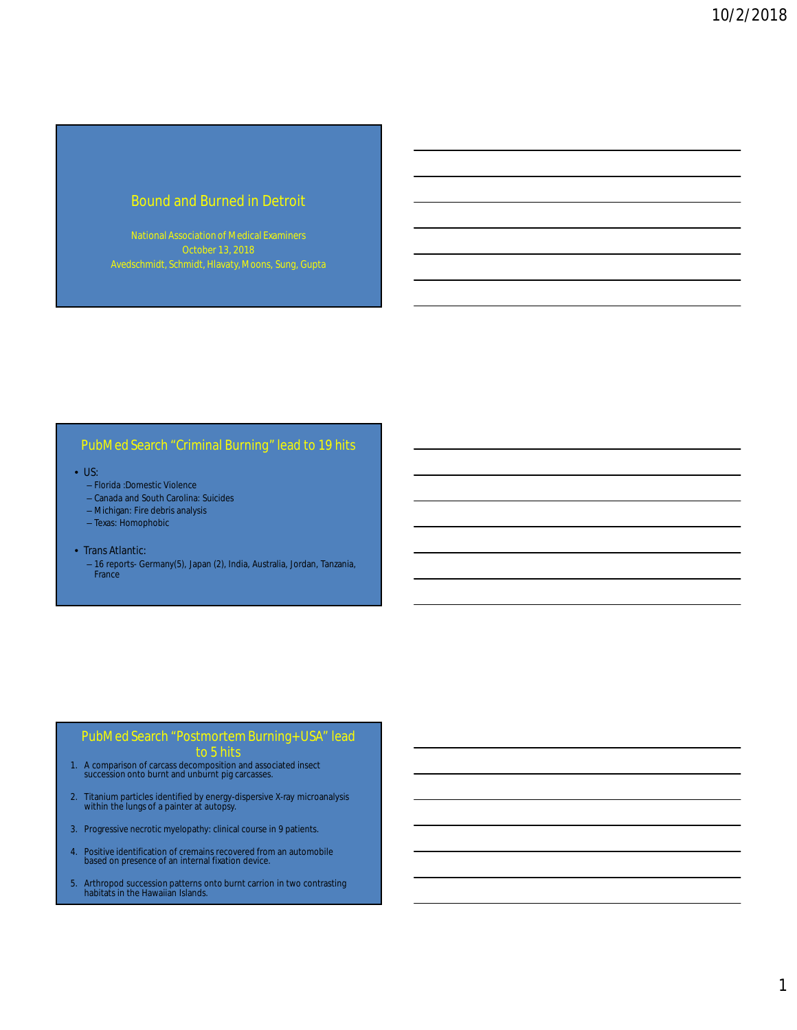# Bound and Burned in Detroit

National Association of Medical Examiners
October 13, 2018
Avedschmidt, Schmidt, Hlavaty, Moons, Sung, Gupta

## PubMed Search "Criminal Burning" lead to 19 hits

- US:
  - Florida :Domestic Violence
  - Canada and South Carolina: Suicides
  - Michigan: Fire debris analysis
  - Texas: Homophobic
- Trans Atlantic:
  - 16 reports- Germany(5), Japan (2), India, Australia, Jordan, Tanzania, France

## PubMed Search "Postmortem Burning+USA" lead to 5 hits

1. A comparison of carcass decomposition and associated insect succession onto burnt and unburnt pig carcasses.
2. Titanium particles identified by energy-dispersive X-ray microanalysis within the lungs of a painter at autopsy.
3. Progressive necrotic myelopathy: clinical course in 9 patients.
4. Positive identification of cremains recovered from an automobile based on presence of an internal fixation device.
5. Arthropod succession patterns onto burnt carrion in two contrasting habitats in the Hawaiian Islands.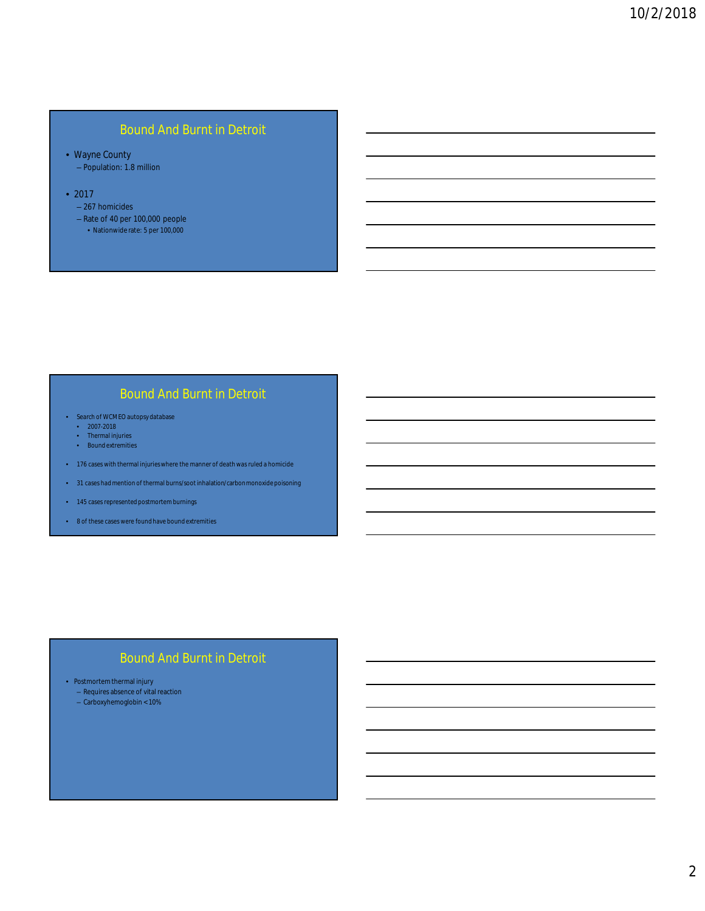## Bound And Burnt in Detroit

- Wayne County
  - Population: 1.8 million
- 2017
  - 267 homicides
  - Rate of 40 per 100,000 people
    - Nationwide rate: 5 per 100,000

## Bound And Burnt in Detroit

- Search of WCMEO autopsy database
  - 2007-2018
  - Thermal injuries
  - Bound extremities
- 176 cases with thermal injuries where the manner of death was ruled a homicide
- 31 cases had mention of thermal burns/soot inhalation/carbon monoxide poisoning
- 145 cases represented postmortem burnings
- 8 of these cases were found have bound extremities

## Bound And Burnt in Detroit

- Postmortem thermal injury
  - Requires absence of vital reaction
  - Carboxyhemoglobin <10%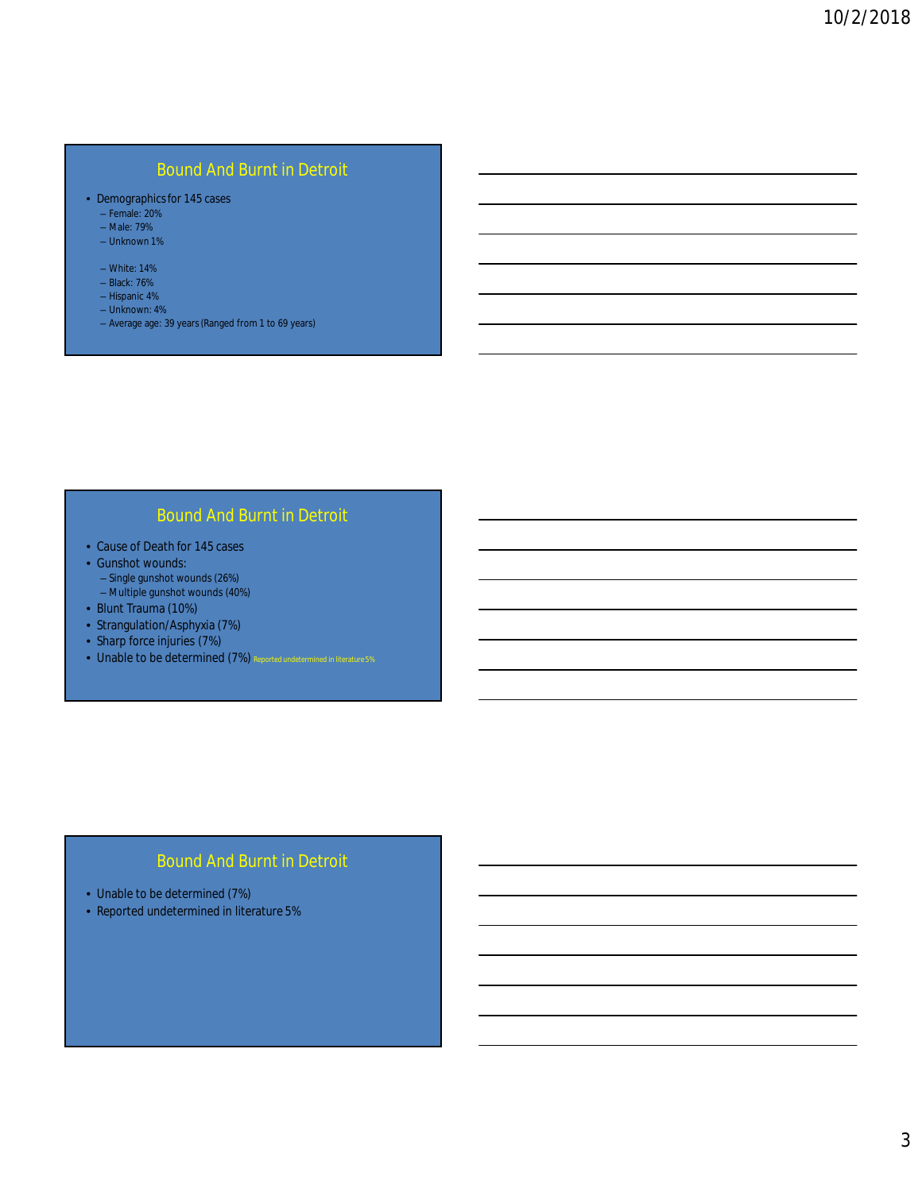## Bound And Burnt in Detroit

- Demographics for 145 cases
  - Female: 20%
  - Male: 79%
  - Unknown 1%

  - White: 14%
  - Black: 76%
  - Hispanic 4%
  - Unknown: 4%
  - Average age: 39 years (Ranged from 1 to 69 years)

## Bound And Burnt in Detroit

- Cause of Death for 145 cases
- Gunshot wounds:
  - Single gunshot wounds (26%)
  - Multiple gunshot wounds (40%)
- Blunt Trauma (10%)
- Strangulation/Asphyxia (7%)
- Sharp force injuries (7%)
- Unable to be determined (7%) Reported undetermined in literature 5%

## Bound And Burnt in Detroit

- Unable to be determined (7%)
- Reported undetermined in literature 5%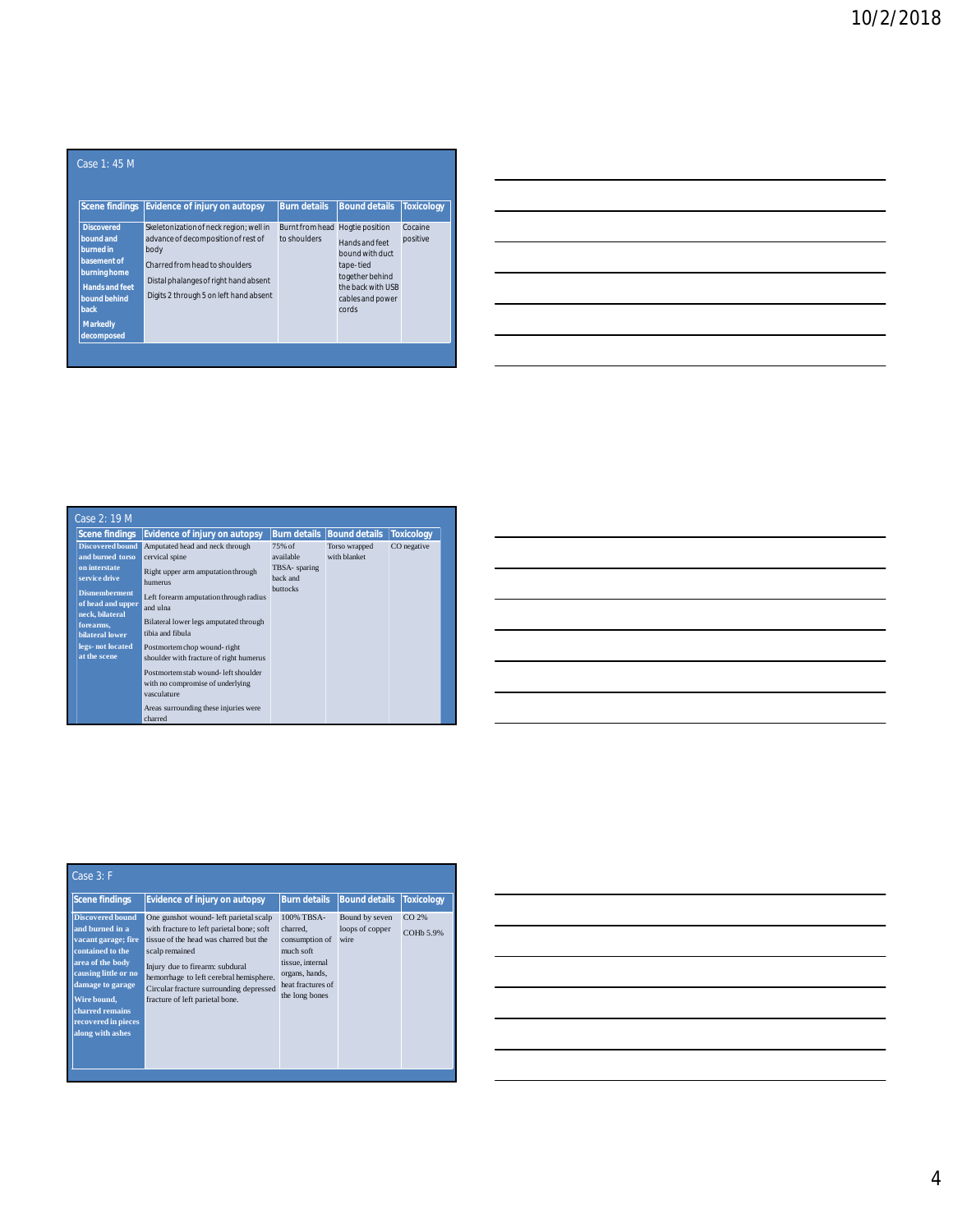## Case 1: 45 M

| Scene findings | Evidence of injury on autopsy | Burn details | Bound details | Toxicology |
|---|---|---|---|---|
| Discovered bound and burned in basement of burning home<br>Hands and feet bound behind back<br>Markedly decomposed | Skeletonization of neck region; well in advance of decomposition of rest of body<br>Charred from head to shoulders<br>Distal phalanges of right hand absent<br>Digits 2 through 5 on left hand absent | Burnt from head to shoulders | Hogtie position<br>Hands and feet bound with duct tape- tied together behind the back with USB cables and power cords | Cocaine positive |

## Case 2: 19 M

| Scene findings | Evidence of injury on autopsy | Burn details | Bound details | Toxicology |
|---|---|---|---|---|
| Discovered bound and burned torso on interstate service drive<br>Dismemberment of head and upper neck, bilateral forearms, bilateral lower legs- not located at the scene | Amputated head and neck through cervical spine<br>Right upper arm amputation through humerus<br>Left forearm amputation through radius and ulna<br>Bilateral lower legs amputated through tibia and fibula<br>Postmortem chop wound- right shoulder with fracture of right humerus<br>Postmortem stab wound- left shoulder with no compromise of underlying vasculature<br>Areas surrounding these injuries were charred | 75% of available TBSA- sparing back and buttocks | Torso wrapped with blanket | CO negative |

## Case 3: F

| Scene findings | Evidence of injury on autopsy | Burn details | Bound details | Toxicology |
|---|---|---|---|---|
| Discovered bound and burned in a vacant garage; fire contained to the area of the body causing little or no damage to garage<br>Wire bound, charred remains recovered in pieces along with ashes | One gunshot wound- left parietal scalp with fracture to left parietal bone; soft tissue of the head was charred but the scalp remained<br>Injury due to firearm: subdural hemorrhage to left cerebral hemisphere. Circular fracture surrounding depressed fracture of left parietal bone. | 100% TBSA- charred, consumption of much soft tissue, internal organs, hands, heat fractures of the long bones | Bound by seven loops of copper wire | CO 2%<br>COHb 5.9% |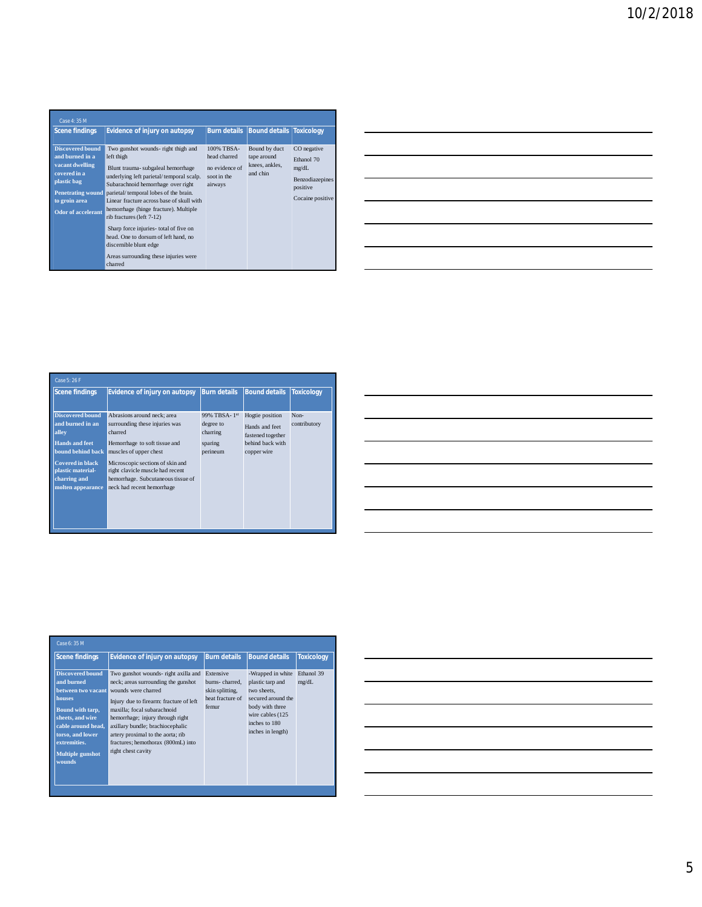Case 4: 35 M

| Scene findings | Evidence of injury on autopsy | Burn details | Bound details | Toxicology |
|---|---|---|---|---|
| **Discovered bound and burned in a vacant dwelling covered in a plastic bag**<br>**Penetrating wound to groin area**<br>**Odor of accelerant** | Two gunshot wounds- right thigh and left thigh<br>Blunt trauma- subgaleal hemorrhage underlying left parietal/temporal scalp. Subarachnoid hemorrhage over right parietal/temporal lobes of the brain. Linear fracture across base of skull with hemorrhage (hinge fracture). Multiple rib fractures (left 7-12)<br>Sharp force injuries- total of five on head. One to dorsum of left hand, no discernible blunt edge<br>Areas surrounding these injuries were charred | 100% TBSA- head charred<br>no evidence of soot in the airways | Bound by duct tape around knees, ankles, and chin | CO negative<br>Ethanol 70 mg/dL<br>Benzodiazepines positive<br>Cocaine positive |

Case 5: 26 F

| Scene findings | Evidence of injury on autopsy | Burn details | Bound details | Toxicology |
|---|---|---|---|---|
| **Discovered bound and burned in an alley**<br>**Hands and feet bound behind back**<br>**Covered in black plastic material- charring and molten appearance** | Abrasions around neck; area surrounding these injuries was charred<br>Hemorrhage to soft tissue and muscles of upper chest<br>Microscopic sections of skin and right clavicle muscle had recent hemorrhage. Subcutaneous tissue of neck had recent hemorrhage | 99% TBSA- 1st degree to charring<br>sparing perineum | Hogtie position<br>Hands and feet fastened together behind back with copper wire | Non-contributory |

Case 6: 35 M

| Scene findings | Evidence of injury on autopsy | Burn details | Bound details | Toxicology |
|---|---|---|---|---|
| **Discovered bound and burned between two vacant houses**<br>**Bound with tarp, sheets, and wire cable around head, torso, and lower extremities.**<br>**Multiple gunshot wounds** | Two gunshot wounds- right axilla and neck; areas surrounding the gunshot wounds were charred<br>Injury due to firearm: fracture of left maxilla; focal subarachnoid hemorrhage; injury through right axillary bundle; brachiocephalic artery proximal to the aorta; rib fractures; hemothorax (800mL) into right chest cavity | Extensive burns- charred, skin splitting, heat fracture of femur | -Wrapped in white plastic tarp and two sheets, secured around the body with three wire cables (125 inches to 180 inches in length) | Ethanol 39 mg/dL |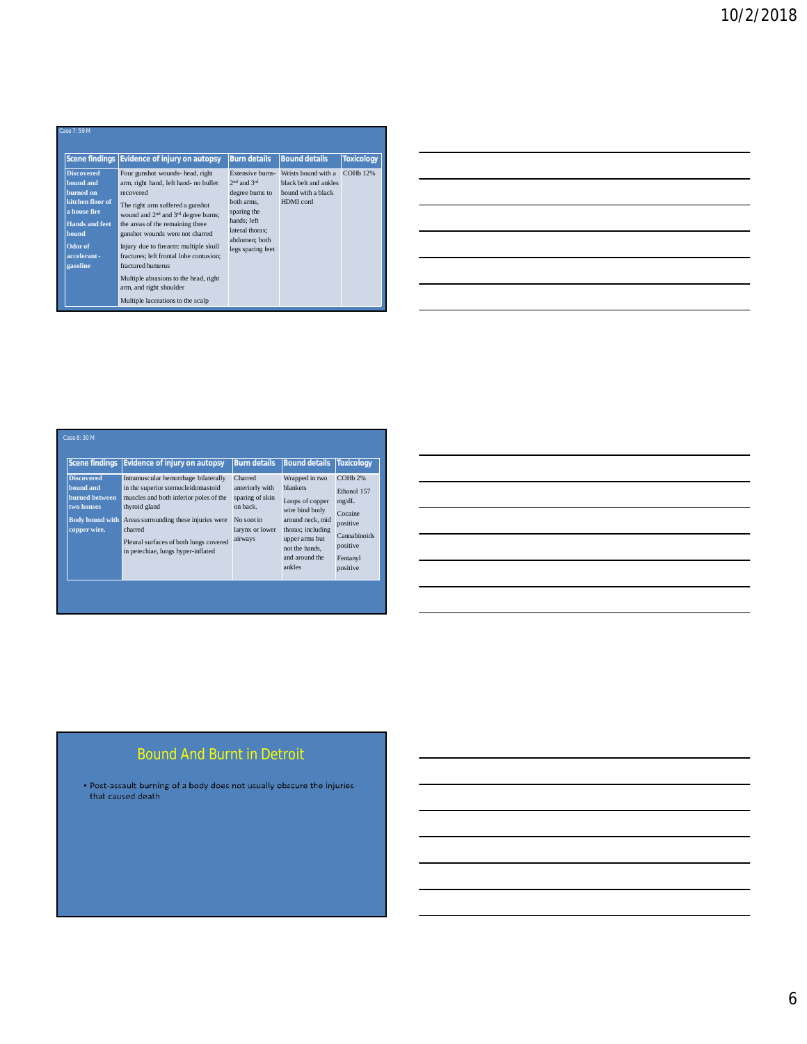Case 7: 59 M

| Scene findings | Evidence of injury on autopsy | Burn details | Bound details | Toxicology |
|---|---|---|---|---|
| **Discovered bound and burned on kitchen floor of a house fire**<br>**Hands and feet bound**<br>**Odor of accelerant - gasoline** | Four gunshot wounds- head, right arm, right hand, left hand- no bullet recovered<br>The right arm suffered a gunshot wound and 2[nd] and 3[rd] degree burns; the areas of the remaining three gunshot wounds were not charred<br>Injury due to firearm: multiple skull fractures; left frontal lobe contusion; fractured humerus<br>Multiple abrasions to the head, right arm, and right shoulder<br>Multiple lacerations to the scalp | Extensive burns- 2[nd] and 3[rd] degree burns to both arms, sparing the hands; left lateral thorax; abdomen; both legs sparing feet | Wrists bound with a black belt and ankles bound with a black HDMI cord | COHb 12% |

Case 8: 30 M

| Scene findings | Evidence of injury on autopsy | Burn details | Bound details | Toxicology |
|---|---|---|---|---|
| **Discovered bound and burned between two houses**<br>**Body bound with copper wire.** | Intramuscular hemorrhage bilaterally in the superior sternocleidomastoid muscles and both inferior poles of the thyroid gland<br>Areas surrounding these injuries were charred<br>Pleural surfaces of both lungs covered in petechiae, lungs hyper-inflated | Charred anteriorly with sparing of skin on back.<br>No soot in larynx or lower airways | Wrapped in two blankets<br>Loops of copper wire bind body around neck, mid thorax; including upper arms but not the hands, and around the ankles | COHb 2%<br>Ethanol 157 mg/dL<br>Cocaine positive<br>Cannabinoids positive<br>Fentanyl positive |

# Bound And Burnt in Detroit

- Post-assault burning of a body does not usually obscure the injuries that caused death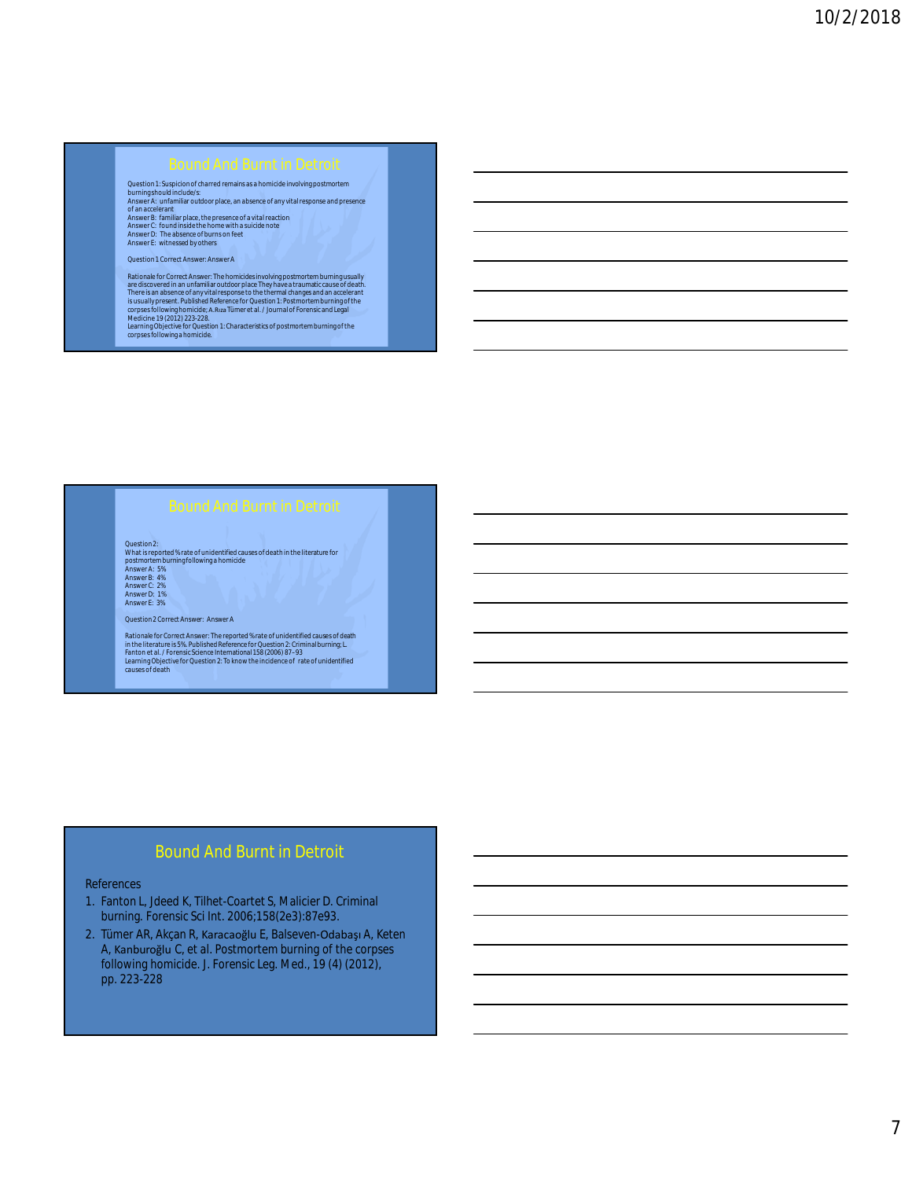## Bound And Burnt in Detroit

Question 1: Suspicion of charred remains as a homicide involving postmortem burning should include/s:
Answer A: unfamiliar outdoor place, an absence of any vital response and presence of an accelerant
Answer B: familiar place, the presence of a vital reaction
Answer C: found inside the home with a suicide note
Answer D: The absence of burns on feet
Answer E: witnessed by others

Question 1 Correct Answer: Answer A

Rationale for Correct Answer: The homicides involving postmortem burning usually are discovered in an unfamiliar outdoor place They have a traumatic cause of death. There is an absence of any vital response to the thermal changes and an accelerant is usually present. Published Reference for Question 1: Postmortem burning of the corpses following homicide; A.Rıza Tümer et al. / Journal of Forensic and Legal Medicine 19 (2012) 223-228.
Learning Objective for Question 1: Characteristics of postmortem burning of the corpses following a homicide.

## Bound And Burnt in Detroit

Question 2:
What is reported % rate of unidentified causes of death in the literature for postmortem burning following a homicide
Answer A: 5%
Answer B: 4%
Answer C: 2%
Answer D: 1%
Answer E: 3%

Question 2 Correct Answer: Answer A

Rationale for Correct Answer: The reported % rate of unidentified causes of death in the literature is 5%. Published Reference for Question 2: Criminal burning; L. Fanton et al. / Forensic Science International 158 (2006) 87–93
Learning Objective for Question 2: To know the incidence of rate of unidentified causes of death

## Bound And Burnt in Detroit

References

1. Fanton L, Jdeed K, Tilhet-Coartet S, Malicier D. Criminal burning. Forensic Sci Int. 2006;158(2e3):87e93.
2. Tümer AR, Akçan R, Karacaoğlu E, Balseven-Odabaşı A, Keten A, Kanburoğlu C, et al. Postmortem burning of the corpses following homicide. J. Forensic Leg. Med., 19 (4) (2012), pp. 223-228